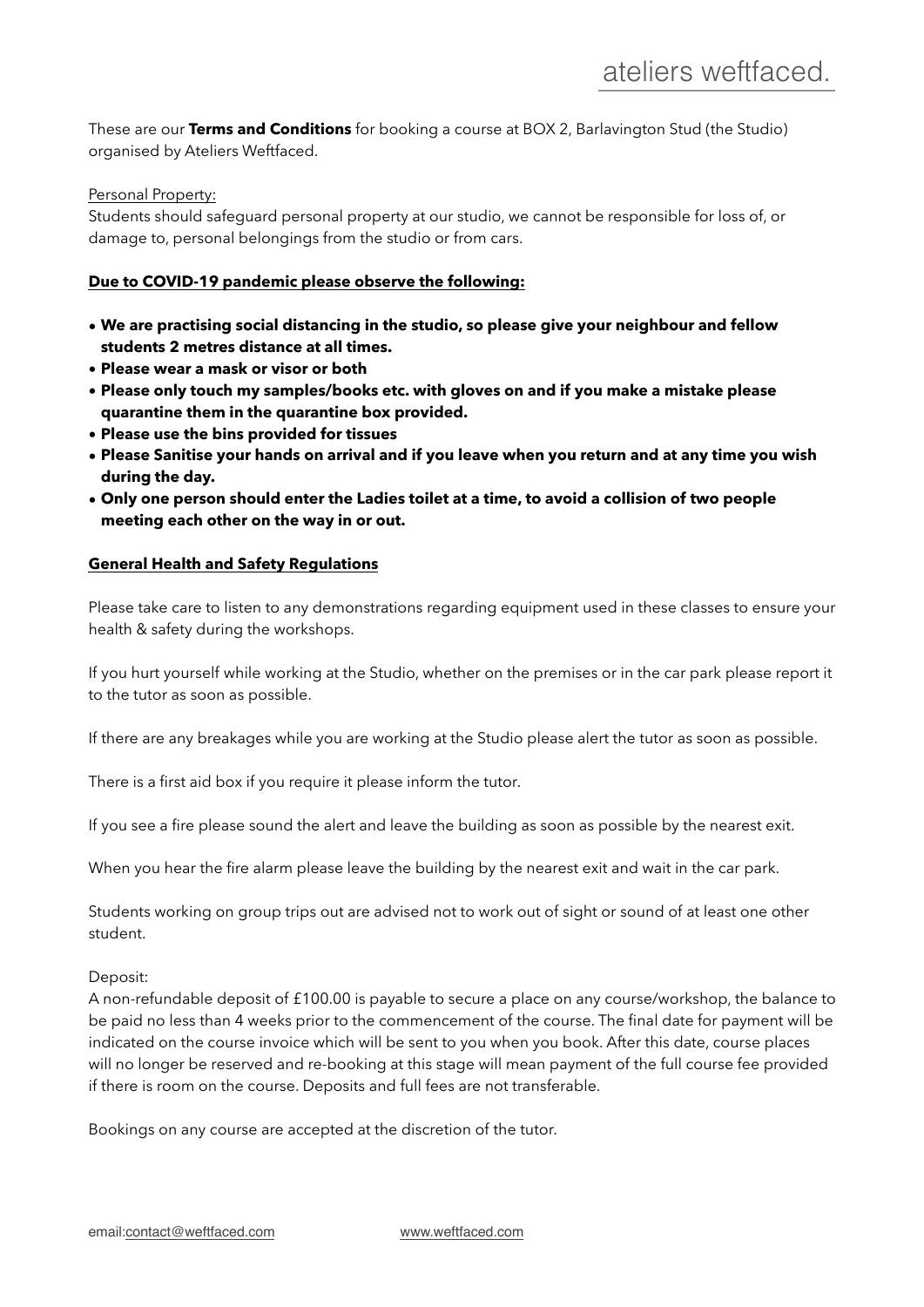# ateliers weftfaced.

These are our **Terms and Conditions** for booking a course at BOX 2, Barlavington Stud (the Studio) organised by Ateliers Weftfaced.

Personal Property:
Students should safeguard personal property at our studio, we cannot be responsible for loss of, or damage to, personal belongings from the studio or from cars.

**Due to COVID-19 pandemic please observe the following:**

- **We are practising social distancing in the studio, so please give your neighbour and fellow students 2 metres distance at all times.**
- **Please wear a mask or visor or both**
- **Please only touch my samples/books etc. with gloves on and if you make a mistake please quarantine them in the quarantine box provided.**
- **Please use the bins provided for tissues**
- **Please Sanitise your hands on arrival and if you leave when you return and at any time you wish during the day.**
- **Only one person should enter the Ladies toilet at a time, to avoid a collision of two people meeting each other on the way in or out.**

**General Health and Safety Regulations**

Please take care to listen to any demonstrations regarding equipment used in these classes to ensure your health & safety during the workshops.

If you hurt yourself while working at the Studio, whether on the premises or in the car park please report it to the tutor as soon as possible.

If there are any breakages while you are working at the Studio please alert the tutor as soon as possible.

There is a first aid box if you require it please inform the tutor.

If you see a fire please sound the alert and leave the building as soon as possible by the nearest exit.

When you hear the fire alarm please leave the building by the nearest exit and wait in the car park.

Students working on group trips out are advised not to work out of sight or sound of at least one other student.

Deposit:
A non-refundable deposit of £100.00 is payable to secure a place on any course/workshop, the balance to be paid no less than 4 weeks prior to the commencement of the course. The final date for payment will be indicated on the course invoice which will be sent to you when you book. After this date, course places will no longer be reserved and re-booking at this stage will mean payment of the full course fee provided if there is room on the course. Deposits and full fees are not transferable.

Bookings on any course are accepted at the discretion of the tutor.

email:contact@weftfaced.com www.weftfaced.com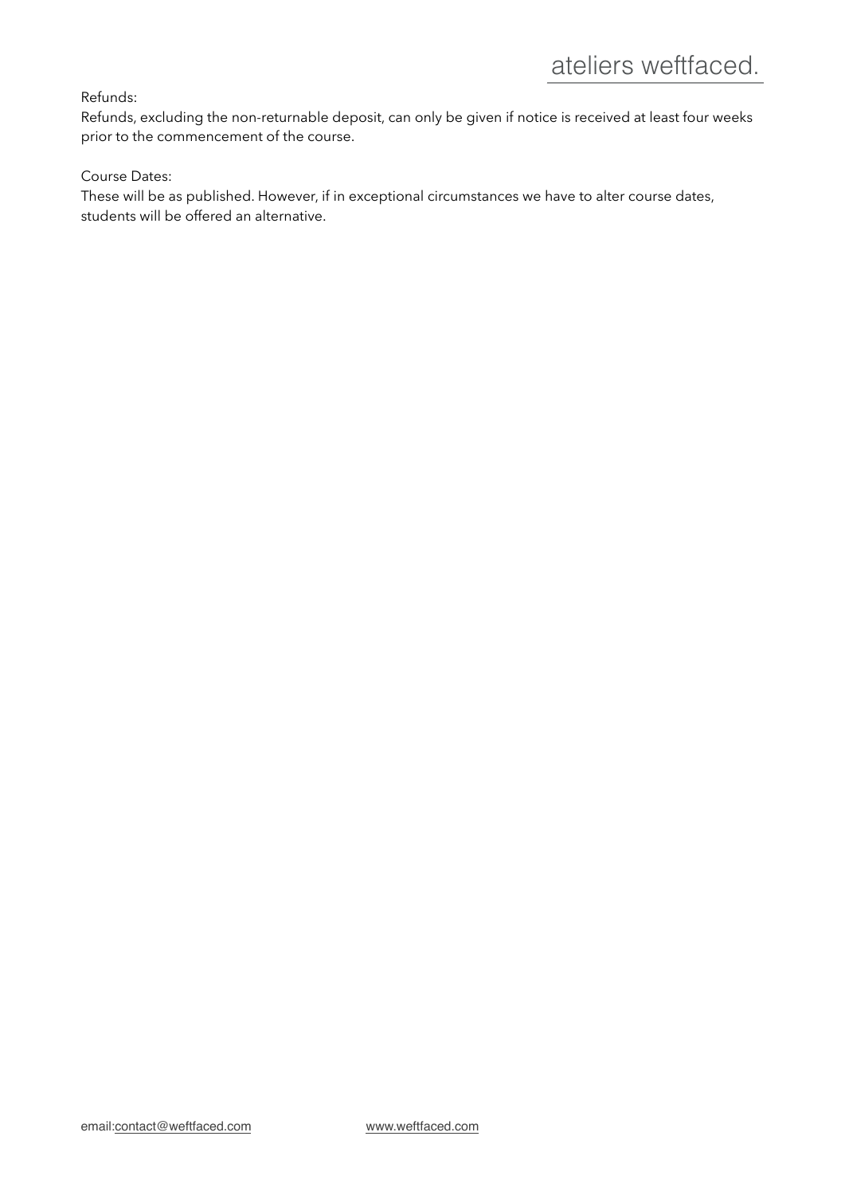Refunds:

Refunds, excluding the non-returnable deposit, can only be given if notice is received at least four weeks prior to the commencement of the course.

Course Dates:

These will be as published. However, if in exceptional circumstances we have to alter course dates, students will be offered an alternative.